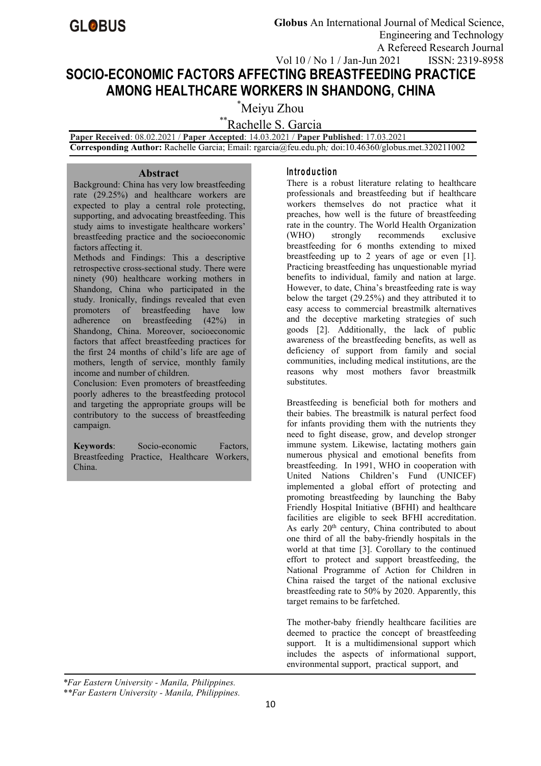# SOCIO-ECONOMIC FACTORS AFFECTING BREASTFEEDING PRACTICE AMONG HEALTHCARE WORKERS IN SHANDONG, CHINA

*Meiyu Zhou

**Rachelle S. Garcia

**Paper Received**: 08.02.2021 / **Paper Accepted**: 14.03.2021 / **Paper Published**: 17.03.2021

**Corresponding Author:** Rachelle Garcia; Email: rgarcia@feu.edu.ph; doi:10.46360/globus.met.320211002

## Abstract

Background: China has very low breastfeeding rate (29.25%) and healthcare workers are expected to play a central role protecting, supporting, and advocating breastfeeding. This study aims to investigate healthcare workers' breastfeeding practice and the socioeconomic factors affecting it.

Methods and Findings: This a descriptive retrospective cross-sectional study. There were ninety (90) healthcare working mothers in Shandong, China who participated in the study. Ironically, findings revealed that even promoters of breastfeeding have low adherence on breastfeeding (42%) in Shandong, China. Moreover, socioeconomic factors that affect breastfeeding practices for the first 24 months of child's life are age of mothers, length of service, monthly family income and number of children.

Conclusion: Even promoters of breastfeeding poorly adheres to the breastfeeding protocol and targeting the appropriate groups will be contributory to the success of breastfeeding campaign.

**Keywords**: Socio-economic Factors, Breastfeeding Practice, Healthcare Workers, China.

## Introduction

There is a robust literature relating to healthcare professionals and breastfeeding but if healthcare workers themselves do not practice what it preaches, how well is the future of breastfeeding rate in the country. The World Health Organization (WHO) strongly recommends exclusive breastfeeding for 6 months extending to mixed breastfeeding up to 2 years of age or even [1]. Practicing breastfeeding has unquestionable myriad benefits to individual, family and nation at large. However, to date, China's breastfeeding rate is way below the target (29.25%) and they attributed it to easy access to commercial breastmilk alternatives and the deceptive marketing strategies of such goods [2]. Additionally, the lack of public awareness of the breastfeeding benefits, as well as deficiency of support from family and social communities, including medical institutions, are the reasons why most mothers favor breastmilk substitutes.

Breastfeeding is beneficial both for mothers and their babies. The breastmilk is natural perfect food for infants providing them with the nutrients they need to fight disease, grow, and develop stronger immune system. Likewise, lactating mothers gain numerous physical and emotional benefits from breastfeeding. In 1991, WHO in cooperation with United Nations Children's Fund (UNICEF) implemented a global effort of protecting and promoting breastfeeding by launching the Baby Friendly Hospital Initiative (BFHI) and healthcare facilities are eligible to seek BFHI accreditation. As early 20th century, China contributed to about one third of all the baby-friendly hospitals in the world at that time [3]. Corollary to the continued effort to protect and support breastfeeding, the National Programme of Action for Children in China raised the target of the national exclusive breastfeeding rate to 50% by 2020. Apparently, this target remains to be farfetched.

The mother-baby friendly healthcare facilities are deemed to practice the concept of breastfeeding support. It is a multidimensional support which includes the aspects of informational support, environmental support, practical support, and

*Far Eastern University - Manila, Philippines.

**Far Eastern University - Manila, Philippines.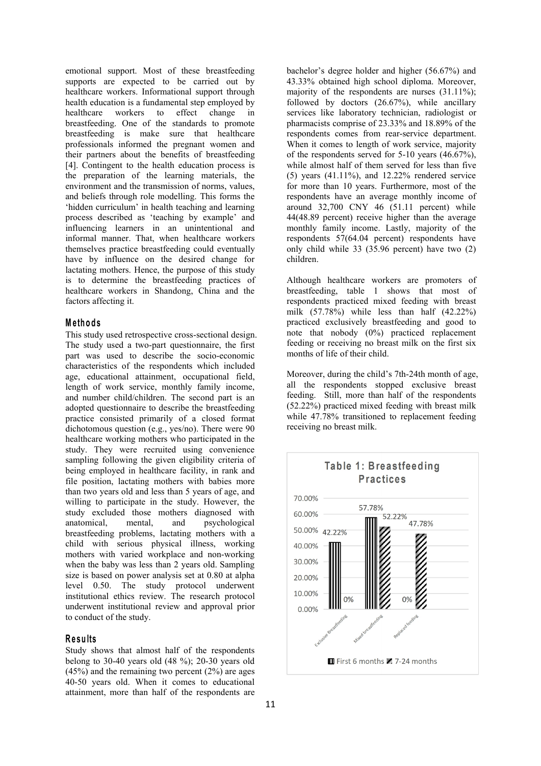emotional support. Most of these breastfeeding supports are expected to be carried out by healthcare workers. Informational support through health education is a fundamental step employed by healthcare workers to effect change in breastfeeding. One of the standards to promote breastfeeding is make sure that healthcare professionals informed the pregnant women and their partners about the benefits of breastfeeding [4]. Contingent to the health education process is the preparation of the learning materials, the environment and the transmission of norms, values, and beliefs through role modelling. This forms the 'hidden curriculum' in health teaching and learning process described as 'teaching by example' and influencing learners in an unintentional and informal manner. That, when healthcare workers themselves practice breastfeeding could eventually have by influence on the desired change for lactating mothers. Hence, the purpose of this study is to determine the breastfeeding practices of healthcare workers in Shandong, China and the factors affecting it.

## Methods

This study used retrospective cross-sectional design. The study used a two-part questionnaire, the first part was used to describe the socio-economic characteristics of the respondents which included age, educational attainment, occupational field, length of work service, monthly family income, and number child/children. The second part is an adopted questionnaire to describe the breastfeeding practice consisted primarily of a closed format dichotomous question (e.g., yes/no). There were 90 healthcare working mothers who participated in the study. They were recruited using convenience sampling following the given eligibility criteria of being employed in healthcare facility, in rank and file position, lactating mothers with babies more than two years old and less than 5 years of age, and willing to participate in the study. However, the study excluded those mothers diagnosed with anatomical, mental, and psychological breastfeeding problems, lactating mothers with a child with serious physical illness, working mothers with varied workplace and non-working when the baby was less than 2 years old. Sampling size is based on power analysis set at 0.80 at alpha level 0.50. The study protocol underwent institutional ethics review. The research protocol underwent institutional review and approval prior to conduct of the study.

## Results

Study shows that almost half of the respondents belong to 30-40 years old (48 %); 20-30 years old (45%) and the remaining two percent (2%) are ages 40-50 years old. When it comes to educational attainment, more than half of the respondents are bachelor's degree holder and higher (56.67%) and 43.33% obtained high school diploma. Moreover, majority of the respondents are nurses (31.11%); followed by doctors (26.67%), while ancillary services like laboratory technician, radiologist or pharmacists comprise of 23.33% and 18.89% of the respondents comes from rear-service department. When it comes to length of work service, majority of the respondents served for 5-10 years (46.67%), while almost half of them served for less than five (5) years (41.11%), and 12.22% rendered service for more than 10 years. Furthermore, most of the respondents have an average monthly income of around 32,700 CNY 46 (51.11 percent) while 44(48.89 percent) receive higher than the average monthly family income. Lastly, majority of the respondents 57(64.04 percent) respondents have only child while 33 (35.96 percent) have two (2) children.

Although healthcare workers are promoters of breastfeeding, table 1 shows that most of respondents practiced mixed feeding with breast milk (57.78%) while less than half (42.22%) practiced exclusively breastfeeding and good to note that nobody (0%) practiced replacement feeding or receiving no breast milk on the first six months of life of their child.

Moreover, during the child's 7th-24th month of age, all the respondents stopped exclusive breast feeding. Still, more than half of the respondents (52.22%) practiced mixed feeding with breast milk while 47.78% transitioned to replacement feeding receiving no breast milk.

**Table 1: Breastfeeding Practices**

70.00%
60.00%
50.00%
40.00%
30.00%
20.00%
10.00%
0.00%

42.22%
0%
57.78%
52.22%
0%
47.78%

Exclusive Breastfeeding
Mixed breastfeeding
Replaced feeding

First 6 months
7-24 months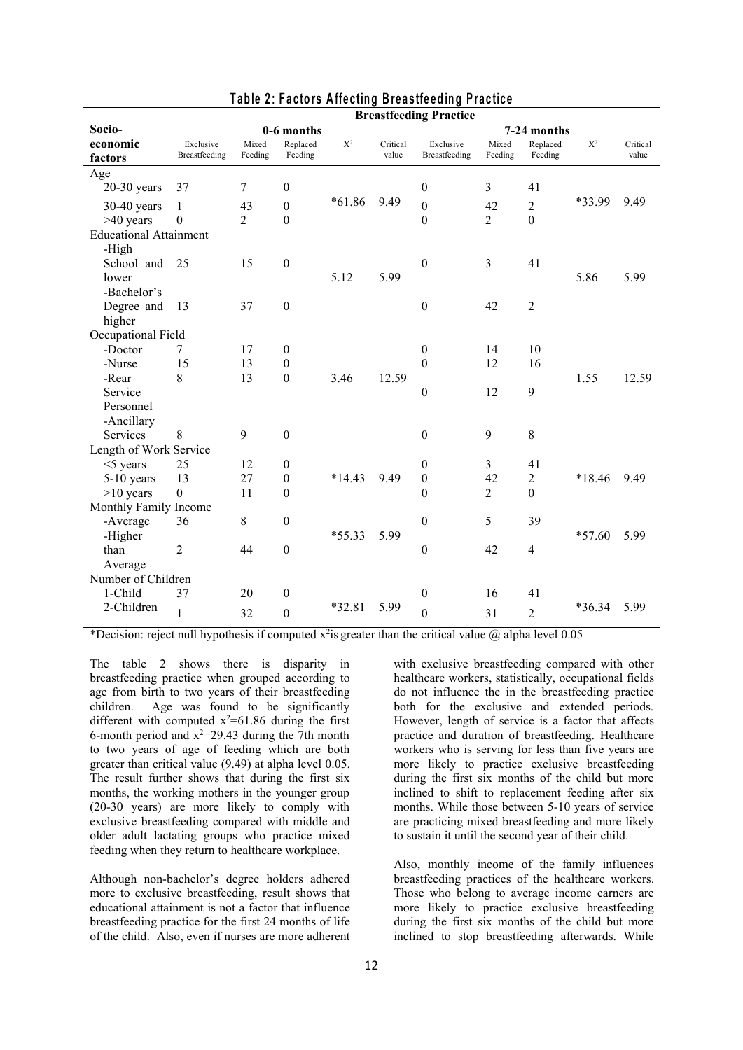**Table 2: Factors Affecting Breastfeeding Practice**

| Socio-economic factors | Breastfeeding Practice | | | | | | | | | |
|---|---|---|---|---|---|---|---|---|---|---|
| | 0-6 months | | | | | 7-24 months | | | | |
| | Exclusive Breastfeeding | Mixed Feeding | Replaced Feeding | $X^2$ | Critical value | Exclusive Breastfeeding | Mixed Feeding | Replaced Feeding | $X^2$ | Critical value |
| Age | | | | | | | | | | |
| 20-30 years | 37 | 7 | 0 | *61.86 | 9.49 | 0 | 3 | 41 | *33.99 | 9.49 |
| 30-40 years | 1 | 43 | 0 | | | 0 | 42 | 2 | | |
| >40 years | 0 | 2 | 0 | | | 0 | 2 | 0 | | |
| Educational Attainment | | | | | | | | | | |
| -High School and lower | 25 | 15 | 0 | 5.12 | 5.99 | 0 | 3 | 41 | 5.86 | 5.99 |
| -Bachelor's Degree and higher | 13 | 37 | 0 | | | 0 | 42 | 2 | | |
| Occupational Field | | | | | | | | | | |
| -Doctor | 7 | 17 | 0 | 3.46 | 12.59 | 0 | 14 | 10 | 1.55 | 12.59 |
| -Nurse | 15 | 13 | 0 | | | 0 | 12 | 16 | | |
| -Rear Service Personnel | 8 | 13 | 0 | | | 0 | 12 | 9 | | |
| -Ancillary Services | 8 | 9 | 0 | | | 0 | 9 | 8 | | |
| Length of Work Service | | | | | | | | | | |
| <5 years | 25 | 12 | 0 | *14.43 | 9.49 | 0 | 3 | 41 | *18.46 | 9.49 |
| 5-10 years | 13 | 27 | 0 | | | 0 | 42 | 2 | | |
| >10 years | 0 | 11 | 0 | | | 0 | 2 | 0 | | |
| Monthly Family Income | | | | | | | | | | |
| -Average | 36 | 8 | 0 | *55.33 | 5.99 | 0 | 5 | 39 | *57.60 | 5.99 |
| -Higher than Average | 2 | 44 | 0 | | | 0 | 42 | 4 | | |
| Number of Children | | | | | | | | | | |
| 1-Child | 37 | 20 | 0 | *32.81 | 5.99 | 0 | 16 | 41 | *36.34 | 5.99 |
| 2-Children | 1 | 32 | 0 | | | 0 | 31 | 2 | | |

*Decision: reject null hypothesis if computed $x^2$ is greater than the critical value @ alpha level 0.05

The table 2 shows there is disparity in breastfeeding practice when grouped according to age from birth to two years of their breastfeeding children. Age was found to be significantly different with computed $x^2$=61.86 during the first 6-month period and $x^2$=29.43 during the 7th month to two years of age of feeding which are both greater than critical value (9.49) at alpha level 0.05. The result further shows that during the first six months, the working mothers in the younger group (20-30 years) are more likely to comply with exclusive breastfeeding compared with middle and older adult lactating groups who practice mixed feeding when they return to healthcare workplace.

Although non-bachelor's degree holders adhered more to exclusive breastfeeding, result shows that educational attainment is not a factor that influence breastfeeding practice for the first 24 months of life of the child. Also, even if nurses are more adherent with exclusive breastfeeding compared with other healthcare workers, statistically, occupational fields do not influence the in the breastfeeding practice both for the exclusive and extended periods. However, length of service is a factor that affects practice and duration of breastfeeding. Healthcare workers who is serving for less than five years are more likely to practice exclusive breastfeeding during the first six months of the child but more inclined to shift to replacement feeding after six months. While those between 5-10 years of service are practicing mixed breastfeeding and more likely to sustain it until the second year of their child.

Also, monthly income of the family influences breastfeeding practices of the healthcare workers. Those who belong to average income earners are more likely to practice exclusive breastfeeding during the first six months of the child but more inclined to stop breastfeeding afterwards. While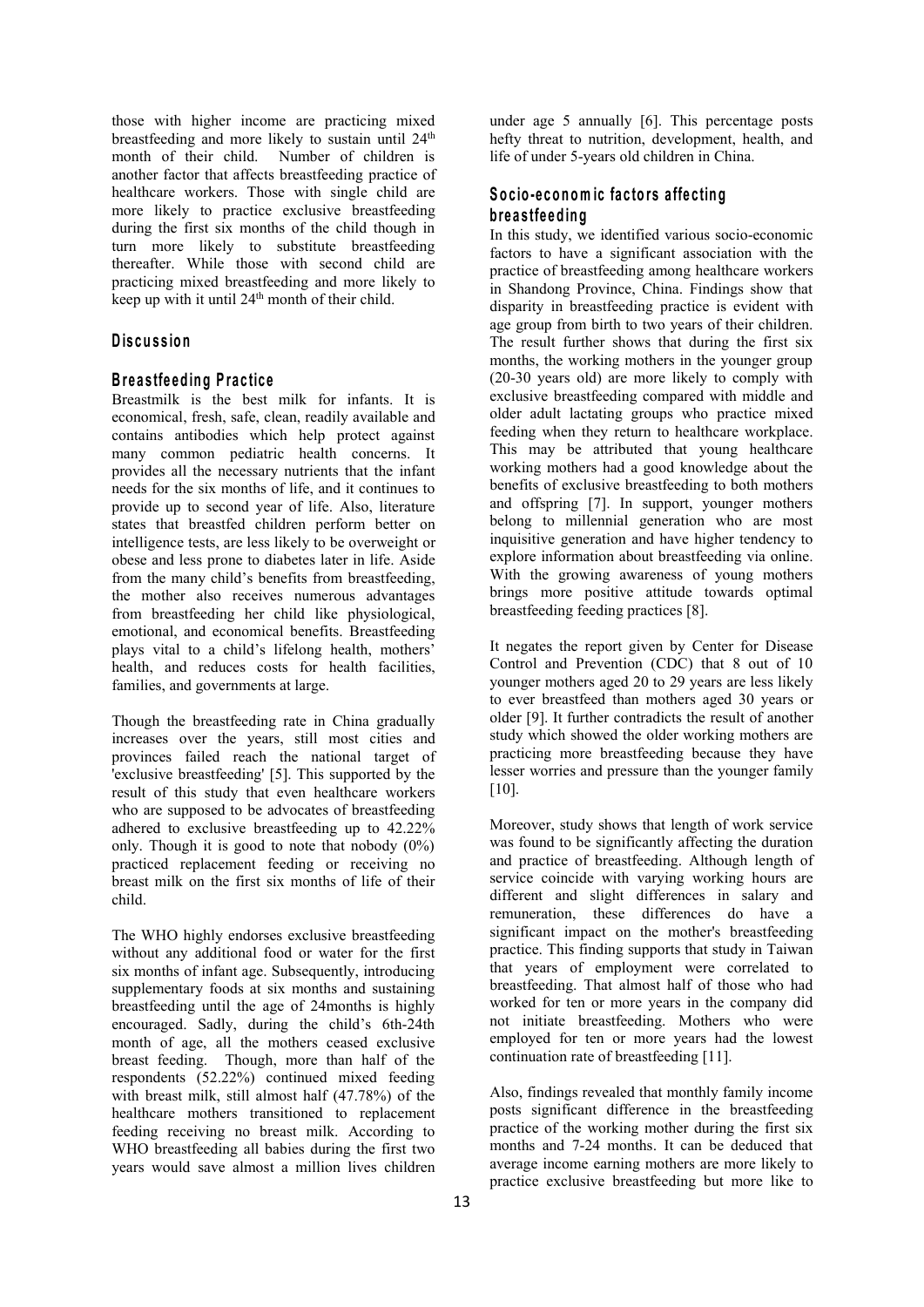those with higher income are practicing mixed breastfeeding and more likely to sustain until 24th month of their child. Number of children is another factor that affects breastfeeding practice of healthcare workers. Those with single child are more likely to practice exclusive breastfeeding during the first six months of the child though in turn more likely to substitute breastfeeding thereafter. While those with second child are practicing mixed breastfeeding and more likely to keep up with it until 24th month of their child.

## Discussion

### Breastfeeding Practice

Breastmilk is the best milk for infants. It is economical, fresh, safe, clean, readily available and contains antibodies which help protect against many common pediatric health concerns. It provides all the necessary nutrients that the infant needs for the six months of life, and it continues to provide up to second year of life. Also, literature states that breastfed children perform better on intelligence tests, are less likely to be overweight or obese and less prone to diabetes later in life. Aside from the many child's benefits from breastfeeding, the mother also receives numerous advantages from breastfeeding her child like physiological, emotional, and economical benefits. Breastfeeding plays vital to a child's lifelong health, mothers' health, and reduces costs for health facilities, families, and governments at large.

Though the breastfeeding rate in China gradually increases over the years, still most cities and provinces failed reach the national target of 'exclusive breastfeeding' [5]. This supported by the result of this study that even healthcare workers who are supposed to be advocates of breastfeeding adhered to exclusive breastfeeding up to 42.22% only. Though it is good to note that nobody (0%) practiced replacement feeding or receiving no breast milk on the first six months of life of their child.

The WHO highly endorses exclusive breastfeeding without any additional food or water for the first six months of infant age. Subsequently, introducing supplementary foods at six months and sustaining breastfeeding until the age of 24months is highly encouraged. Sadly, during the child's 6th-24th month of age, all the mothers ceased exclusive breast feeding. Though, more than half of the respondents (52.22%) continued mixed feeding with breast milk, still almost half (47.78%) of the healthcare mothers transitioned to replacement feeding receiving no breast milk. According to WHO breastfeeding all babies during the first two years would save almost a million lives children under age 5 annually [6]. This percentage posts hefty threat to nutrition, development, health, and life of under 5-years old children in China.

### Socio-economic factors affecting breastfeeding

In this study, we identified various socio-economic factors to have a significant association with the practice of breastfeeding among healthcare workers in Shandong Province, China. Findings show that disparity in breastfeeding practice is evident with age group from birth to two years of their children. The result further shows that during the first six months, the working mothers in the younger group (20-30 years old) are more likely to comply with exclusive breastfeeding compared with middle and older adult lactating groups who practice mixed feeding when they return to healthcare workplace. This may be attributed that young healthcare working mothers had a good knowledge about the benefits of exclusive breastfeeding to both mothers and offspring [7]. In support, younger mothers belong to millennial generation who are most inquisitive generation and have higher tendency to explore information about breastfeeding via online. With the growing awareness of young mothers brings more positive attitude towards optimal breastfeeding feeding practices [8].

It negates the report given by Center for Disease Control and Prevention (CDC) that 8 out of 10 younger mothers aged 20 to 29 years are less likely to ever breastfeed than mothers aged 30 years or older [9]. It further contradicts the result of another study which showed the older working mothers are practicing more breastfeeding because they have lesser worries and pressure than the younger family [10].

Moreover, study shows that length of work service was found to be significantly affecting the duration and practice of breastfeeding. Although length of service coincide with varying working hours are different and slight differences in salary and remuneration, these differences do have a significant impact on the mother's breastfeeding practice. This finding supports that study in Taiwan that years of employment were correlated to breastfeeding. That almost half of those who had worked for ten or more years in the company did not initiate breastfeeding. Mothers who were employed for ten or more years had the lowest continuation rate of breastfeeding [11].

Also, findings revealed that monthly family income posts significant difference in the breastfeeding practice of the working mother during the first six months and 7-24 months. It can be deduced that average income earning mothers are more likely to practice exclusive breastfeeding but more like to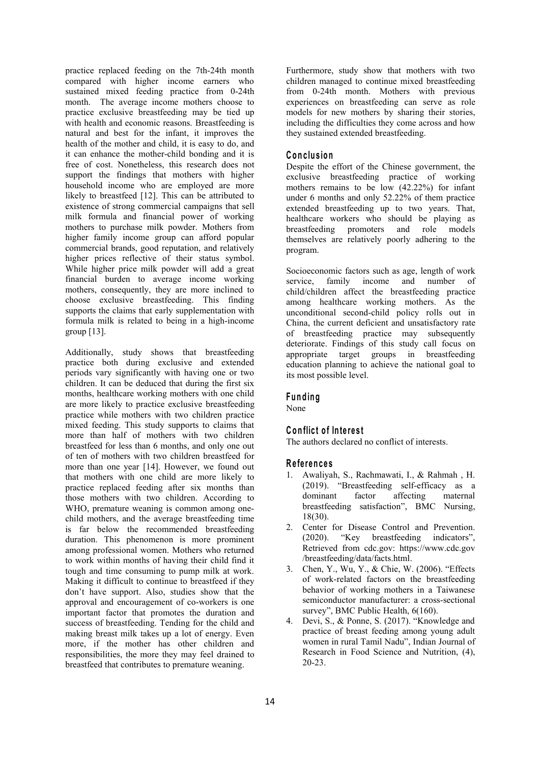practice replaced feeding on the 7th-24th month compared with higher income earners who sustained mixed feeding practice from 0-24th month. The average income mothers choose to practice exclusive breastfeeding may be tied up with health and economic reasons. Breastfeeding is natural and best for the infant, it improves the health of the mother and child, it is easy to do, and it can enhance the mother-child bonding and it is free of cost. Nonetheless, this research does not support the findings that mothers with higher household income who are employed are more likely to breastfeed [12]. This can be attributed to existence of strong commercial campaigns that sell milk formula and financial power of working mothers to purchase milk powder. Mothers from higher family income group can afford popular commercial brands, good reputation, and relatively higher prices reflective of their status symbol. While higher price milk powder will add a great financial burden to average income working mothers, consequently, they are more inclined to choose exclusive breastfeeding. This finding supports the claims that early supplementation with formula milk is related to being in a high-income group [13].

Additionally, study shows that breastfeeding practice both during exclusive and extended periods vary significantly with having one or two children. It can be deduced that during the first six months, healthcare working mothers with one child are more likely to practice exclusive breastfeeding practice while mothers with two children practice mixed feeding. This study supports to claims that more than half of mothers with two children breastfeed for less than 6 months, and only one out of ten of mothers with two children breastfeed for more than one year [14]. However, we found out that mothers with one child are more likely to practice replaced feeding after six months than those mothers with two children. According to WHO, premature weaning is common among one-child mothers, and the average breastfeeding time is far below the recommended breastfeeding duration. This phenomenon is more prominent among professional women. Mothers who returned to work within months of having their child find it tough and time consuming to pump milk at work. Making it difficult to continue to breastfeed if they don't have support. Also, studies show that the approval and encouragement of co-workers is one important factor that promotes the duration and success of breastfeeding. Tending for the child and making breast milk takes up a lot of energy. Even more, if the mother has other children and responsibilities, the more they may feel drained to breastfeed that contributes to premature weaning.

Furthermore, study show that mothers with two children managed to continue mixed breastfeeding from 0-24th month. Mothers with previous experiences on breastfeeding can serve as role models for new mothers by sharing their stories, including the difficulties they come across and how they sustained extended breastfeeding.

## Conclusion

Despite the effort of the Chinese government, the exclusive breastfeeding practice of working mothers remains to be low (42.22%) for infant under 6 months and only 52.22% of them practice extended breastfeeding up to two years. That, healthcare workers who should be playing as breastfeeding promoters and role models themselves are relatively poorly adhering to the program.

Socioeconomic factors such as age, length of work service, family income and number of child/children affect the breastfeeding practice among healthcare working mothers. As the unconditional second-child policy rolls out in China, the current deficient and unsatisfactory rate of breastfeeding practice may subsequently deteriorate. Findings of this study call focus on appropriate target groups in breastfeeding education planning to achieve the national goal to its most possible level.

## Funding

None

## Conflict of Interest

The authors declared no conflict of interests.

## References

1. Awaliyah, S., Rachmawati, I., & Rahmah , H. (2019). "Breastfeeding self-efficacy as a dominant factor affecting maternal breastfeeding satisfaction", BMC Nursing, 18(30).
2. Center for Disease Control and Prevention. (2020). "Key breastfeeding indicators", Retrieved from cdc.gov: https://www.cdc.gov /breastfeeding/data/facts.html.
3. Chen, Y., Wu, Y., & Chie, W. (2006). "Effects of work-related factors on the breastfeeding behavior of working mothers in a Taiwanese semiconductor manufacturer: a cross-sectional survey", BMC Public Health, 6(160).
4. Devi, S., & Ponne, S. (2017). "Knowledge and practice of breast feeding among young adult women in rural Tamil Nadu", Indian Journal of Research in Food Science and Nutrition, (4), 20-23.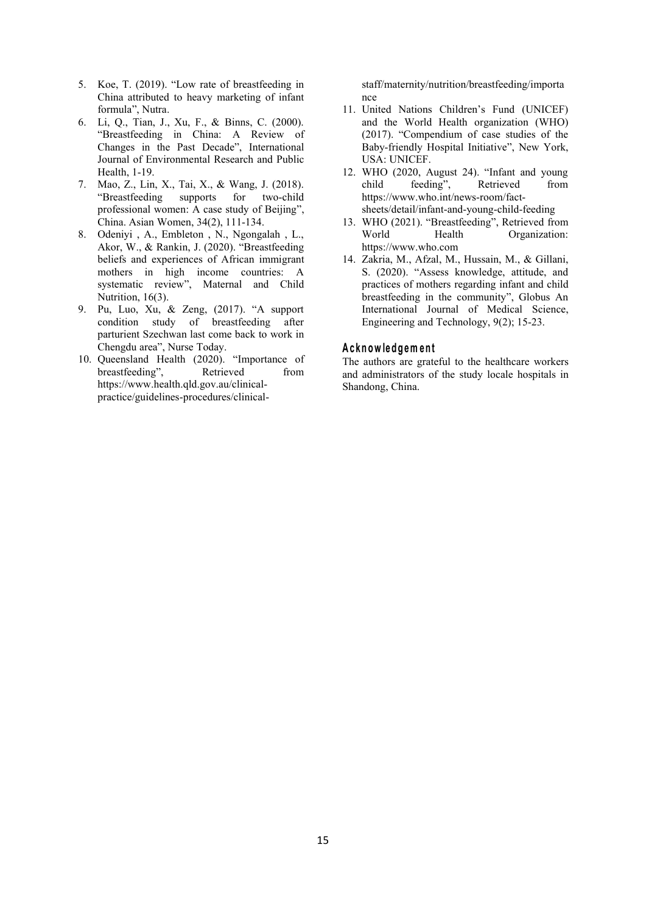5. Koe, T. (2019). "Low rate of breastfeeding in China attributed to heavy marketing of infant formula", Nutra.
6. Li, Q., Tian, J., Xu, F., & Binns, C. (2000). "Breastfeeding in China: A Review of Changes in the Past Decade", International Journal of Environmental Research and Public Health, 1-19.
7. Mao, Z., Lin, X., Tai, X., & Wang, J. (2018). "Breastfeeding supports for two-child professional women: A case study of Beijing", China. Asian Women, 34(2), 111-134.
8. Odeniyi , A., Embleton , N., Ngongalah , L., Akor, W., & Rankin, J. (2020). "Breastfeeding beliefs and experiences of African immigrant mothers in high income countries: A systematic review", Maternal and Child Nutrition, 16(3).
9. Pu, Luo, Xu, & Zeng, (2017). "A support condition study of breastfeeding after parturient Szechwan last come back to work in Chengdu area", Nurse Today.
10. Queensland Health (2020). "Importance of breastfeeding", Retrieved from https://www.health.qld.gov.au/clinical-practice/guidelines-procedures/clinical-staff/maternity/nutrition/breastfeeding/importance
11. United Nations Children's Fund (UNICEF) and the World Health organization (WHO) (2017). "Compendium of case studies of the Baby-friendly Hospital Initiative", New York, USA: UNICEF.
12. WHO (2020, August 24). "Infant and young child feeding", Retrieved from https://www.who.int/news-room/fact-sheets/detail/infant-and-young-child-feeding
13. WHO (2021). "Breastfeeding", Retrieved from World Health Organization: https://www.who.com
14. Zakria, M., Afzal, M., Hussain, M., & Gillani, S. (2020). "Assess knowledge, attitude, and practices of mothers regarding infant and child breastfeeding in the community", Globus An International Journal of Medical Science, Engineering and Technology, 9(2); 15-23.

## Acknowledgement

The authors are grateful to the healthcare workers and administrators of the study locale hospitals in Shandong, China.